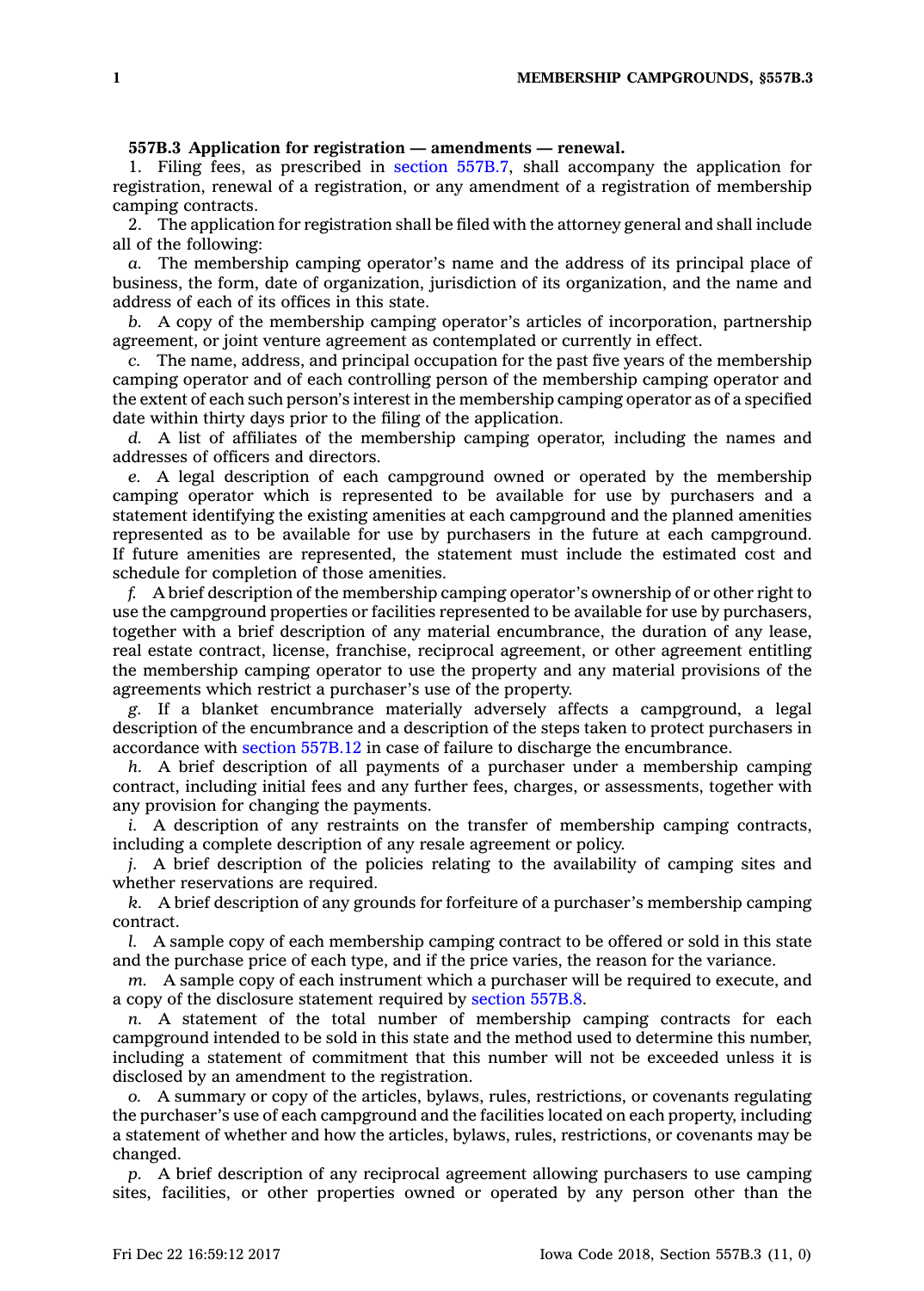**557B.3 Application for registration — amendments — renewal.**

1. Filing fees, as prescribed in section 557B.7, shall accompany the application for registration, renewal of a registration, or any amendment of a registration of membership camping contracts.

2. The application for registration shall be filed with the attorney general and shall include all of the following:

*a.* The membership camping operator's name and the address of its principal place of business, the form, date of organization, jurisdiction of its organization, and the name and address of each of its offices in this state.

*b.* A copy of the membership camping operator's articles of incorporation, partnership agreement, or joint venture agreement as contemplated or currently in effect.

*c.* The name, address, and principal occupation for the past five years of the membership camping operator and of each controlling person of the membership camping operator and the extent of each such person's interest in the membership camping operator as of a specified date within thirty days prior to the filing of the application.

*d.* A list of affiliates of the membership camping operator, including the names and addresses of officers and directors.

*e.* A legal description of each campground owned or operated by the membership camping operator which is represented to be available for use by purchasers and a statement identifying the existing amenities at each campground and the planned amenities represented as to be available for use by purchasers in the future at each campground. If future amenities are represented, the statement must include the estimated cost and schedule for completion of those amenities.

*f.* A brief description of the membership camping operator's ownership of or other right to use the campground properties or facilities represented to be available for use by purchasers, together with a brief description of any material encumbrance, the duration of any lease, real estate contract, license, franchise, reciprocal agreement, or other agreement entitling the membership camping operator to use the property and any material provisions of the agreements which restrict a purchaser's use of the property.

*g.* If a blanket encumbrance materially adversely affects a campground, a legal description of the encumbrance and a description of the steps taken to protect purchasers in accordance with section 557B.12 in case of failure to discharge the encumbrance.

*h.* A brief description of all payments of a purchaser under a membership camping contract, including initial fees and any further fees, charges, or assessments, together with any provision for changing the payments.

*i.* A description of any restraints on the transfer of membership camping contracts, including a complete description of any resale agreement or policy.

*j.* A brief description of the policies relating to the availability of camping sites and whether reservations are required.

*k.* A brief description of any grounds for forfeiture of a purchaser's membership camping contract.

*l.* A sample copy of each membership camping contract to be offered or sold in this state and the purchase price of each type, and if the price varies, the reason for the variance.

*m.* A sample copy of each instrument which a purchaser will be required to execute, and a copy of the disclosure statement required by section 557B.8.

*n.* A statement of the total number of membership camping contracts for each campground intended to be sold in this state and the method used to determine this number, including a statement of commitment that this number will not be exceeded unless it is disclosed by an amendment to the registration.

*o.* A summary or copy of the articles, bylaws, rules, restrictions, or covenants regulating the purchaser's use of each campground and the facilities located on each property, including a statement of whether and how the articles, bylaws, rules, restrictions, or covenants may be changed.

*p.* A brief description of any reciprocal agreement allowing purchasers to use camping sites, facilities, or other properties owned or operated by any person other than the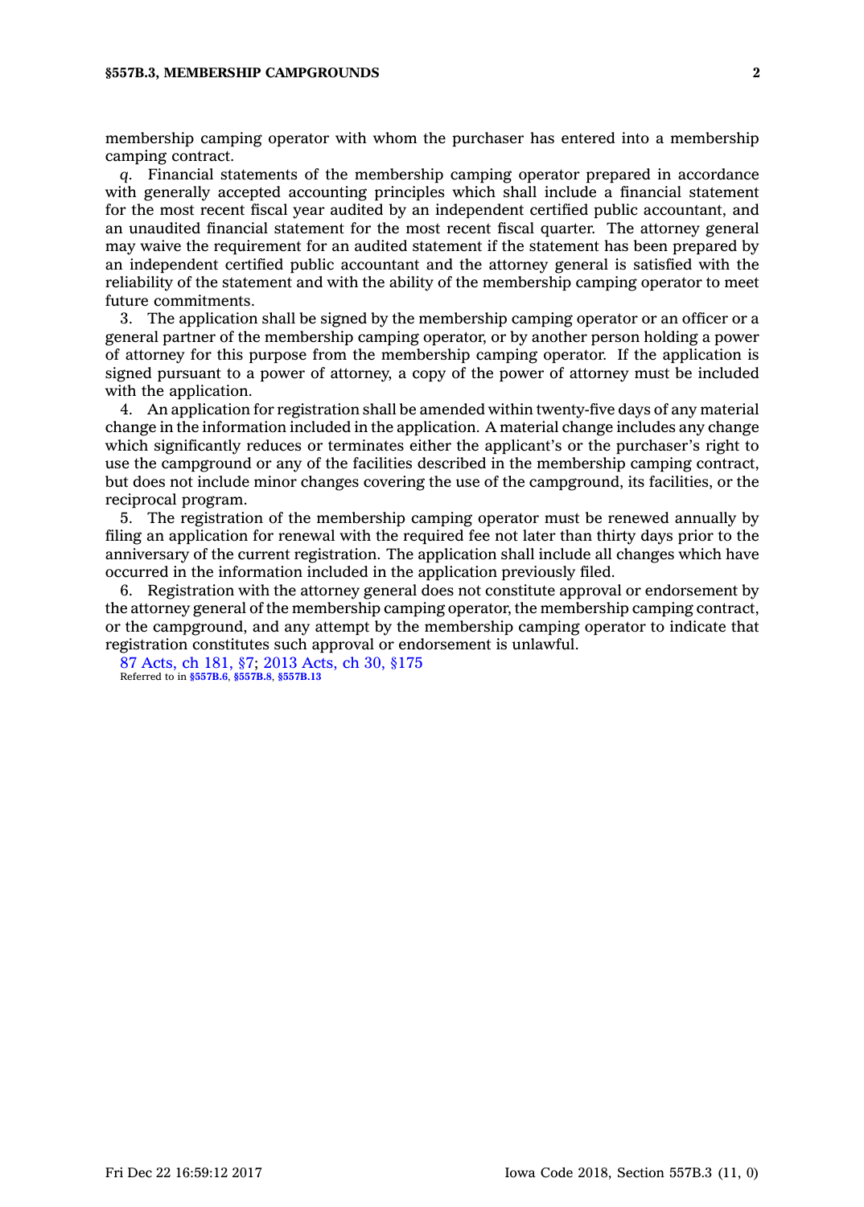membership camping operator with whom the purchaser has entered into a membership camping contract.

*q.* Financial statements of the membership camping operator prepared in accordance with generally accepted accounting principles which shall include a financial statement for the most recent fiscal year audited by an independent certified public accountant, and an unaudited financial statement for the most recent fiscal quarter. The attorney general may waive the requirement for an audited statement if the statement has been prepared by an independent certified public accountant and the attorney general is satisfied with the reliability of the statement and with the ability of the membership camping operator to meet future commitments.

3. The application shall be signed by the membership camping operator or an officer or a general partner of the membership camping operator, or by another person holding a power of attorney for this purpose from the membership camping operator. If the application is signed pursuant to a power of attorney, a copy of the power of attorney must be included with the application.

4. An application for registration shall be amended within twenty-five days of any material change in the information included in the application. A material change includes any change which significantly reduces or terminates either the applicant's or the purchaser's right to use the campground or any of the facilities described in the membership camping contract, but does not include minor changes covering the use of the campground, its facilities, or the reciprocal program.

5. The registration of the membership camping operator must be renewed annually by filing an application for renewal with the required fee not later than thirty days prior to the anniversary of the current registration. The application shall include all changes which have occurred in the information included in the application previously filed.

6. Registration with the attorney general does not constitute approval or endorsement by the attorney general of the membership camping operator, the membership camping contract, or the campground, and any attempt by the membership camping operator to indicate that registration constitutes such approval or endorsement is unlawful.

87 Acts, ch 181, §7; 2013 Acts, ch 30, §175
Referred to in **§557B.6**, **§557B.8**, **§557B.13**